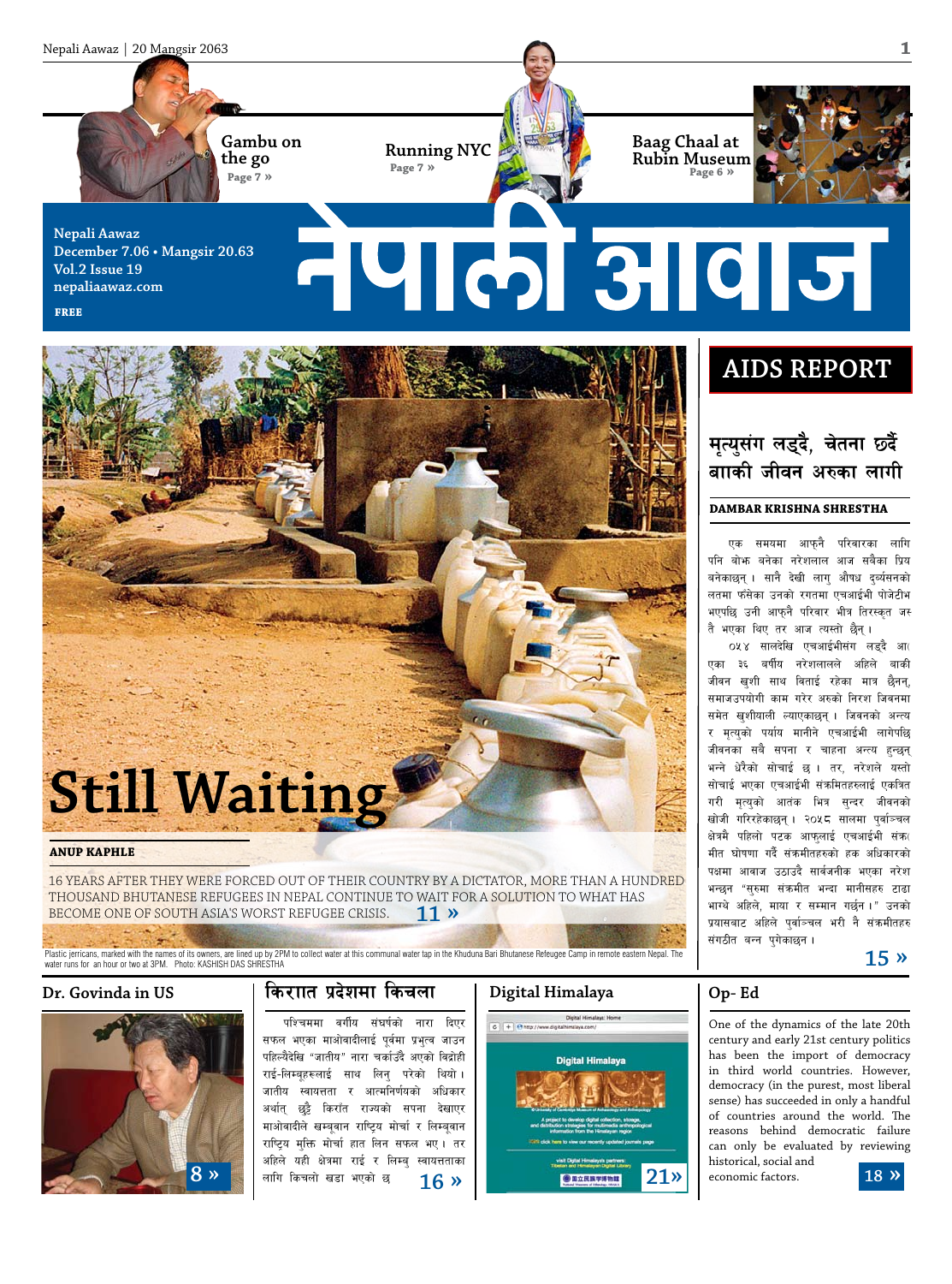Gambu on the go
Page 7 »

Running NYC
Page 7 »

Baag Chaal at Rubin Museum
Page 6 »

Nepali Aawaz
December 7.06 • Mangsir 20.63
Vol.2 Issue 19
nepaliaawaz.com

FREE

# नेपाली आवाज

# Still Waiting

**ANUP KAPHLE**

16 YEARS AFTER THEY WERE FORCED OUT OF THEIR COUNTRY BY A DICTATOR, MORE THAN A HUNDRED THOUSAND BHUTANESE REFUGEES IN NEPAL CONTINUE TO WAIT FOR A SOLUTION TO WHAT HAS BECOME ONE OF SOUTH ASIA'S WORST REFUGEE CRISIS. 11 »

Plastic jerricans, marked with the names of its owners, are lined up by 2PM to collect water at this communal water tap in the Khuduna Bari Bhutanese Refugee Camp in remote eastern Nepal. The water runs for an hour or two at 3PM. Photo: KASHISH DAS SHRESTHA

## AIDS REPORT

### मृत्युसंग लड्दै, चेतना छर्दै बाँकी जीवन अरुका लागी

**DAMBAR KRISHNA SHRESTHA**

एक समयमा आफ्नै परिवारका लागि पनि बोझ बनेका नरेशलाल आज सबैका प्रिय बनेकाछन् । सानै देखी लागु औषध दुर्व्यसनको लतमा फसेका उनको रगतमा एचआईभी पोजेटीभ भएपछि उनी आफ्नै परिवार भित्र तिरस्कृत जस्तै भएका थिए तर आज त्यस्तो छैन् ।

०५४ सालदेखि एचआईभीसंग लड्दै आएका ३६ बर्षीय नरेशलालले अहिले बाकी जीवन खुशी साथ बिताई रहेका मात्र छैनन्, समाजउपयोगी काम गरेर अरुको निरश जिवनमा समेत खुशीयाली ल्याएकाछन् । जिवनको अन्त्य र मृत्युको पर्याय मानीने एचआईभी लागेपछि जीवनका सबै सपना र चाहना अन्त्य हुन्छन् भन्ने धेरैको सोचाई छ । तर, नरेशले यस्तो सोचाई भएका एचआईभी संक्रमितहरुलाई एकत्रित गरी मृत्युको आतंक भित्र सुन्दर जीवनको खोजी गरिरहेकाछन् । २०५८ सालमा पुर्वाञ्चल क्षेत्रमै पहिलो पटक आफुलाई एचआईभी संक्रमीत घोषणा गर्दै संक्रमीतहरुको हक अधिकारको पक्षमा आवाज उठाउदै सार्वजनीक भएका नरेश भन्छन "सुरुमा संक्रमीत भन्दा मानीसहरु टाढा भाग्थे अहिले, माया र सम्मान गर्छन ।" उनको प्रयासबाट अहिले पुर्वाञ्चल भरी नै संक्रमीतहरु संगठीत बन्न पुगेकाछन ।

15 »

## Dr. Govinda in US

8 »

## किरात प्रदेशमा किचलो

पश्चिममा वर्गीय संघर्षको नारा दिएर सफल भएका माओवादीलाई पूर्वमा प्रभुत्व जाउन पहिल्यैदेखि "जातीय" नारा चर्काउँदै अएको बिद्रोही राई-लिम्बूहरूलाई साथ लिनु परेको थियो । जातीय स्वायत्तता र आत्मनिर्णयको अधिकार अर्थात् छुट्टै किरात राज्यको सपना देखाएर माओवादीले खम्बुवान राष्ट्रिय मोर्चा र लिम्बुवान राष्ट्रिय मुक्ति मोर्चा हात लिन सफल भए । तर अहिले यही क्षेत्रमा राई र लिम्बु स्वायत्तताका लागि किचलो खडा भएको छ 16 »

## Digital Himalaya

21»

## Op- Ed

One of the dynamics of the late 20th century and early 21st century politics has been the import of democracy in third world countries. However, democracy (in the purest, most liberal sense) has succeeded in only a handful of countries around the world. The reasons behind democratic failure can only be evaluated by reviewing historical, social and economic factors. 18 »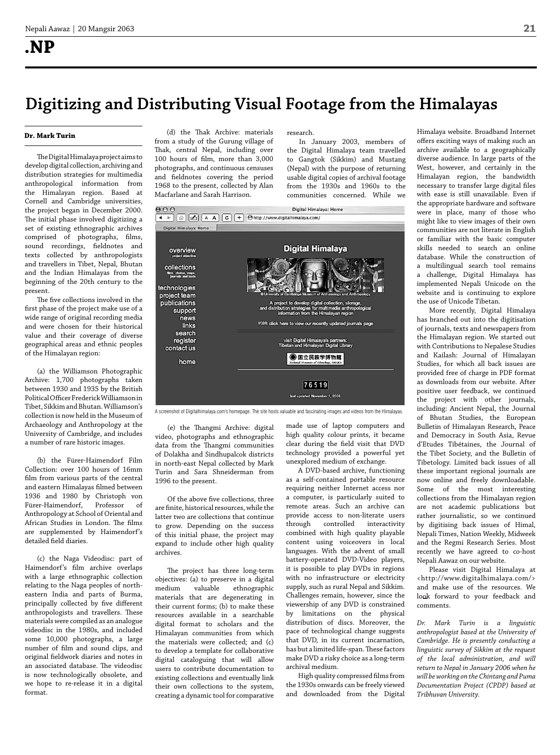## .NP

# Digitizing and Distributing Visual Footage from the Himalayas

**Dr. Mark Turin**

The Digital Himalaya project aims to develop digital collection, archiving and distribution strategies for multimedia anthropological information from the Himalayan region. Based at Cornell and Cambridge universities, the project began in December 2000. The initial phase involved digitizing a set of existing ethnographic archives comprised of photographs, films, sound recordings, fieldnotes and texts collected by anthropologists and travellers in Tibet, Nepal, Bhutan and the Indian Himalayas from the beginning of the 20th century to the present.

The five collections involved in the first phase of the project make use of a wide range of original recording media and were chosen for their historical value and their coverage of diverse geographical areas and ethnic peoples of the Himalayan region:

(a) the Williamson Photographic Archive: 1,700 photographs taken between 1930 and 1935 by the British Political Officer Frederick Williamson in Tibet, Sikkim and Bhutan. Williamson's collection is now held in the Museum of Archaeology and Anthropology at the University of Cambridge, and includes a number of rare historic images.

(b) the Fürer-Haimendorf Film Collection: over 100 hours of 16mm film from various parts of the central and eastern Himalayas filmed between 1936 and 1980 by Christoph von Fürer-Haimendorf, Professor of Anthropology at School of Oriental and African Studies in London. The films are supplemented by Haimendorf's detailed field diaries.

(c) the Naga Videodisc: part of Haimendorf's film archive overlaps with a large ethnographic collection relating to the Naga peoples of north-eastern India and parts of Burma, principally collected by five different anthropologists and travellers. These materials were compiled as an analogue videodisc in the 1980s, and included some 10,000 photographs, a large number of film and sound clips, and original fieldwork diaries and notes in an associated database. The videodisc is now technologically obsolete, and we hope to re-release it in a digital format.

(d) the Thak Archive: materials from a study of the Gurung village of Thak, central Nepal, including over 100 hours of film, more than 3,000 photographs, and continuous censuses and fieldnotes covering the period 1968 to the present, collected by Alan Macfarlane and Sarah Harrison.

(e) the Thangmi Archive: digital video, photographs and ethnographic data from the Thangmi communities of Dolakha and Sindhupalcok districts in north-east Nepal collected by Mark Turin and Sara Shneiderman from 1996 to the present.

Of the above five collections, three are finite, historical resources, while the latter two are collections that continue to grow. Depending on the success of this initial phase, the project may expand to include other high quality archives.

The project has three long-term objectives: (a) to preserve in a digital medium valuable ethnographic materials that are degenerating in their current forms; (b) to make these resources available in a searchable digital format to scholars and the Himalayan communities from which the materials were collected; and (c) to develop a template for collaborative digital cataloguing that will allow users to contribute documentation to existing collections and eventually link their own collections to the system, creating a dynamic tool for comparative research.

In January 2003, members of the Digital Himalaya team travelled to Gangtok (Sikkim) and Mustang (Nepal) with the purpose of returning usable digital copies of archival footage from the 1930s and 1960s to the communities concerned. While we made use of laptop computers and high quality colour prints, it became clear during the field visit that DVD technology provided a powerful yet unexplored medium of exchange.

A screenshot of Digitalhimalaya.com's homepage. The site hosts valuable and fascinating images and videos from the Himalayas.

A DVD-based archive, functioning as a self-contained portable resource requiring neither Internet access nor a computer, is particularly suited to remote areas. Such an archive can provide access to non-literate users through controlled interactivity combined with high quality playable content using voiceovers in local languages. With the advent of small battery-operated DVD-Video players, it is possible to play DVDs in regions with no infrastructure or electricity supply, such as rural Nepal and Sikkim. Challenges remain, however, since the viewership of any DVD is constrained by limitations on the physical distribution of discs. Moreover, the pace of technological change suggests that DVD, in its current incarnation, has but a limited life-span. These factors make DVD a risky choice as a long-term archival medium.

High quality compressed films from the 1930s onwards can be freely viewed and downloaded from the Digital Himalaya website. Broadband Internet offers exciting ways of making such an archive available to a geographically diverse audience. In large parts of the West, however, and certainly in the Himalayan region, the bandwidth necessary to transfer large digital files with ease is still unavailable. Even if the appropriate hardware and software were in place, many of those who might like to view images of their own communities are not literate in English or familiar with the basic computer skills needed to search an online database. While the construction of a multilingual search tool remains a challenge, Digital Himalaya has implemented Nepali Unicode on the website and is continuing to explore the use of Unicode Tibetan.

More recently, Digital Himalaya has branched out into the digitisation of journals, texts and newspapers from the Himalayan region. We started out with Contributions to Nepalese Studies and Kailash: Journal of Himalayan Studies, for which all back issues are provided free of charge in PDF format as downloads from our website. After positive user feedback, we continued the project with other journals, including: Ancient Nepal, the Journal of Bhutan Studies, the European Bulletin of Himalayan Research, Peace and Democracy in South Asia, Revue d'Etudes Tibétaines, the Journal of the Tibet Society, and the Bulletin of Tibetology. Limited back issues of all these important regional journals are now online and freely downloadable. Some of the most interesting collections from the Himalayan region are not academic publications but rather journalistic, so we continued by digitising back issues of Himal, Nepali Times, Nation Weekly, Midweek and the Regmi Research Series. Most recently we have agreed to co-host Nepali Aawaz on our website.

Please visit Digital Himalaya at <http://www.digitalhimalaya.com/> and make use of the resources. We look forward to your feedback and comments.

*Dr. Mark Turin is a linguistic anthropologist based at the University of Cambridge. He is presently conducting a linguistic survey of Sikkim at the request of the local administration, and will return to Nepal in January 2006 when he will be working on the Chintang and Puma Documentation Project (CPDP) based at Tribhuvan University.*